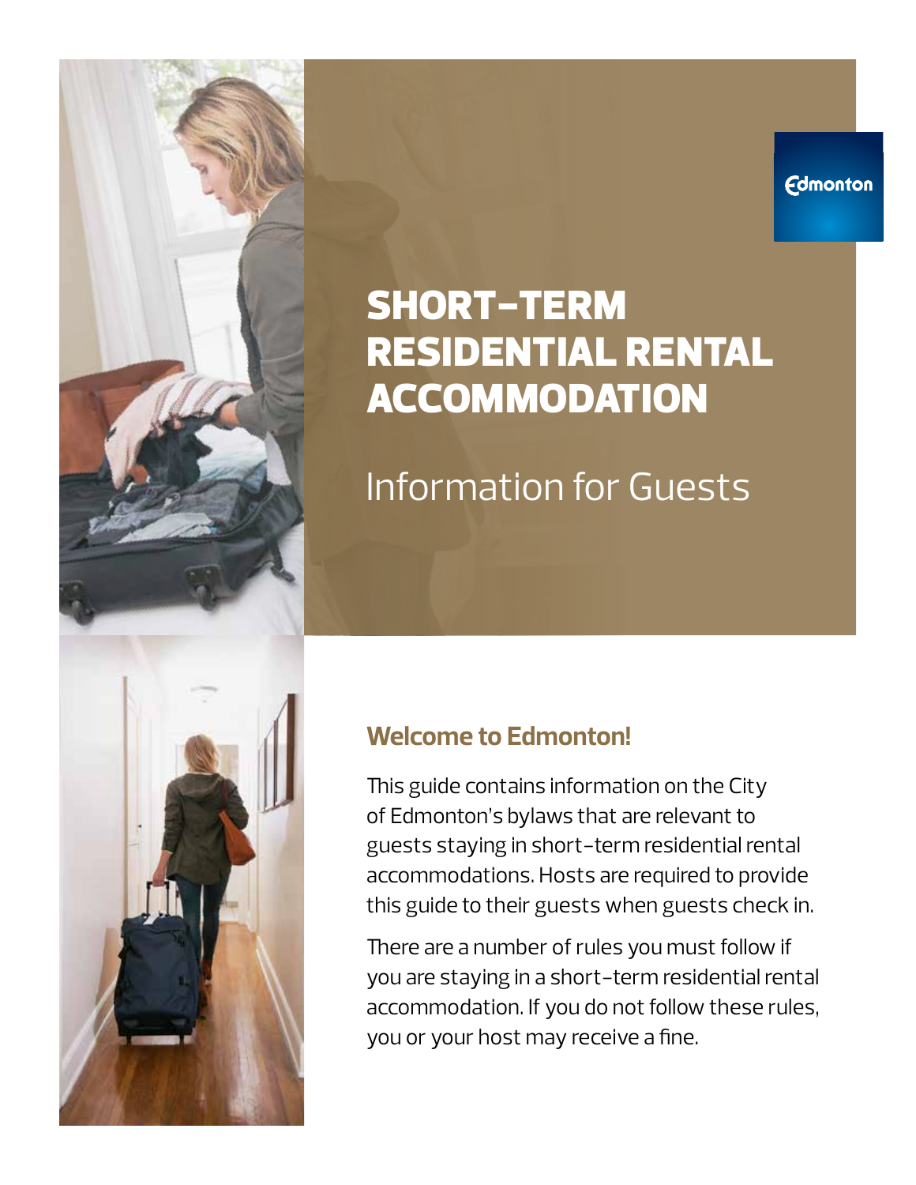# SHORT-TERM RESIDENTIAL RENTAL ACCOMMODATION

## Information for Guests

### Welcome to Edmonton!

This guide contains information on the City of Edmonton's bylaws that are relevant to guests staying in short-term residential rental accommodations. Hosts are required to provide this guide to their guests when guests check in.

There are a number of rules you must follow if you are staying in a short-term residential rental accommodation. If you do not follow these rules, you or your host may receive a fine.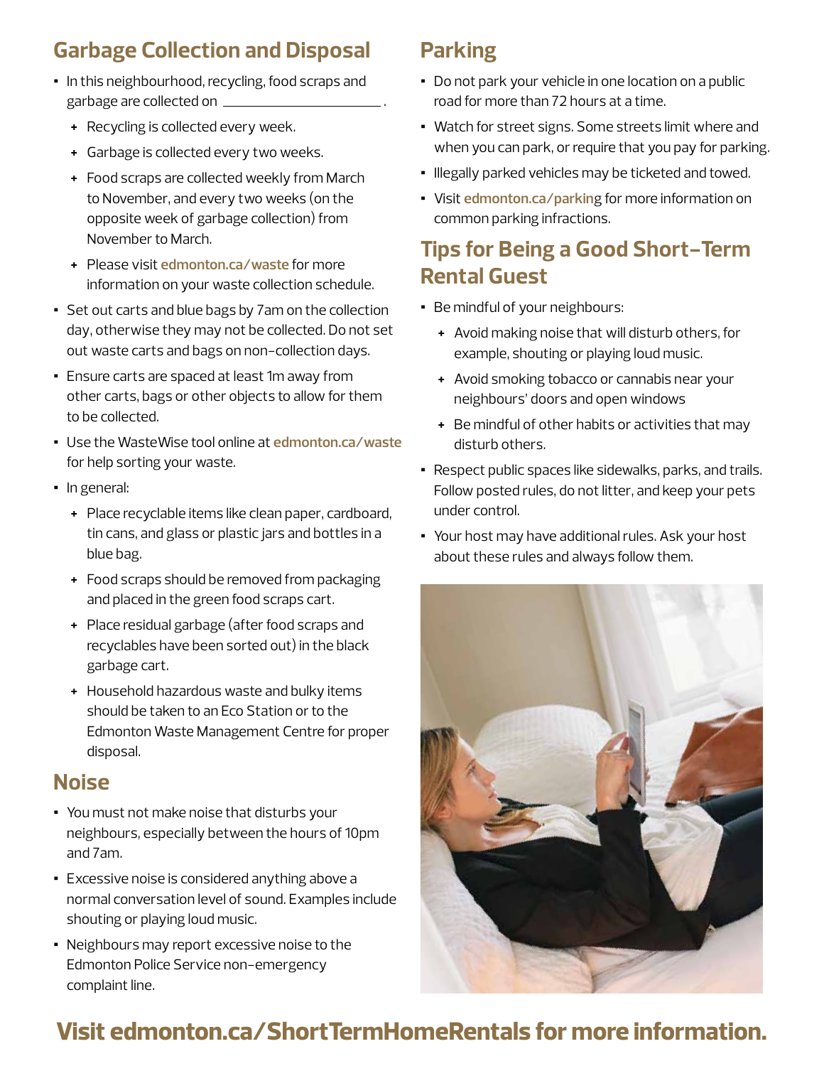## Garbage Collection and Disposal

- In this neighbourhood, recycling, food scraps and garbage are collected on ____________________.
  - Recycling is collected every week.
  - Garbage is collected every two weeks.
  - Food scraps are collected weekly from March to November, and every two weeks (on the opposite week of garbage collection) from November to March.
  - Please visit **edmonton.ca/waste** for more information on your waste collection schedule.
- Set out carts and blue bags by 7am on the collection day, otherwise they may not be collected. Do not set out waste carts and bags on non-collection days.
- Ensure carts are spaced at least 1m away from other carts, bags or other objects to allow for them to be collected.
- Use the WasteWise tool online at **edmonton.ca/waste** for help sorting your waste.
- In general:
  - Place recyclable items like clean paper, cardboard, tin cans, and glass or plastic jars and bottles in a blue bag.
  - Food scraps should be removed from packaging and placed in the green food scraps cart.
  - Place residual garbage (after food scraps and recyclables have been sorted out) in the black garbage cart.
  - Household hazardous waste and bulky items should be taken to an Eco Station or to the Edmonton Waste Management Centre for proper disposal.

## Noise

- You must not make noise that disturbs your neighbours, especially between the hours of 10pm and 7am.
- Excessive noise is considered anything above a normal conversation level of sound. Examples include shouting or playing loud music.
- Neighbours may report excessive noise to the Edmonton Police Service non-emergency complaint line.

## Parking

- Do not park your vehicle in one location on a public road for more than 72 hours at a time.
- Watch for street signs. Some streets limit where and when you can park, or require that you pay for parking.
- Illegally parked vehicles may be ticketed and towed.
- Visit **edmonton.ca/parking** for more information on common parking infractions.

## Tips for Being a Good Short-Term Rental Guest

- Be mindful of your neighbours:
  - Avoid making noise that will disturb others, for example, shouting or playing loud music.
  - Avoid smoking tobacco or cannabis near your neighbours' doors and open windows
  - Be mindful of other habits or activities that may disturb others.
- Respect public spaces like sidewalks, parks, and trails. Follow posted rules, do not litter, and keep your pets under control.
- Your host may have additional rules. Ask your host about these rules and always follow them.

## Visit edmonton.ca/ShortTermHomeRentals for more information.